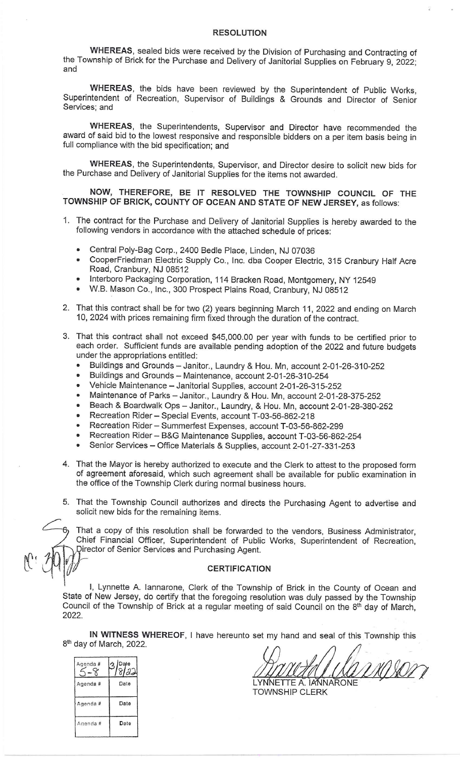# RESOLUTION

**WHEREAS**, sealed bids were received by the Division of Purchasing and Contracting of the Township of Brick for the Purchase and Delivery of Janitorial Supplies on February 9, 2022; and

**WHEREAS**, the bids have been reviewed by the Superintendent of Public Works, Superintendent of Recreation, Supervisor of Buildings & Grounds and Director of Senior Services; and

**WHEREAS**, the Superintendents, Supervisor and Director have recommended the award of said bid to the lowest responsive and responsible bidders on a per item basis being in full compliance with the bid specification; and

**WHEREAS**, the Superintendents, Supervisor, and Director desire to solicit new bids for the Purchase and Delivery of Janitorial Supplies for the items not awarded.

**NOW, THEREFORE, BE IT RESOLVED THE TOWNSHIP COUNCIL OF THE TOWNSHIP OF BRICK, COUNTY OF OCEAN AND STATE OF NEW JERSEY,** as follows:

1. The contract for the Purchase and Delivery of Janitorial Supplies is hereby awarded to the following vendors in accordance with the attached schedule of prices:
   - Central Poly-Bag Corp., 2400 Bedle Place, Linden, NJ 07036
   - CooperFriedman Electric Supply Co., Inc. dba Cooper Electric, 315 Cranbury Half Acre Road, Cranbury, NJ 08512
   - Interboro Packaging Corporation, 114 Bracken Road, Montgomery, NY 12549
   - W.B. Mason Co., Inc., 300 Prospect Plains Road, Cranbury, NJ 08512

2. That this contract shall be for two (2) years beginning March 11, 2022 and ending on March 10, 2024 with prices remaining firm fixed through the duration of the contract.

3. That this contract shall not exceed $45,000.00 per year with funds to be certified prior to each order. Sufficient funds are available pending adoption of the 2022 and future budgets under the appropriations entitled:
   - Buildings and Grounds – Janitor., Laundry & Hou. Mn, account 2-01-26-310-252
   - Buildings and Grounds – Maintenance, account 2-01-26-310-254
   - Vehicle Maintenance – Janitorial Supplies, account 2-01-26-315-252
   - Maintenance of Parks – Janitor., Laundry & Hou. Mn, account 2-01-28-375-252
   - Beach & Boardwalk Ops – Janitor., Laundry, & Hou. Mn, account 2-01-28-380-252
   - Recreation Rider – Special Events, account T-03-56-862-218
   - Recreation Rider – Summerfest Expenses, account T-03-56-862-299
   - Recreation Rider – B&G Maintenance Supplies, account T-03-56-862-254
   - Senior Services – Office Materials & Supplies, account 2-01-27-331-253

4. That the Mayor is hereby authorized to execute and the Clerk to attest to the proposed form of agreement aforesaid, which such agreement shall be available for public examination in the office of the Township Clerk during normal business hours.

5. That the Township Council authorizes and directs the Purchasing Agent to advertise and solicit new bids for the remaining items.

6. That a copy of this resolution shall be forwarded to the vendors, Business Administrator, Chief Financial Officer, Superintendent of Public Works, Superintendent of Recreation, Director of Senior Services and Purchasing Agent.

## CERTIFICATION

I, Lynnette A. Iannarone, Clerk of the Township of Brick in the County of Ocean and State of New Jersey, do certify that the foregoing resolution was duly passed by the Township Council of the Township of Brick at a regular meeting of said Council on the 8th day of March, 2022.

**IN WITNESS WHEREOF**, I have hereunto set my hand and seal of this Township this 8th day of March, 2022.

| Agenda # | Date |
|---|---|
| 5-8 | 3/8/22 |
| Agenda # | Date |
| Agenda # | Date |
| Agenda # | Date |

LYNNETTE A. IANNARONE
TOWNSHIP CLERK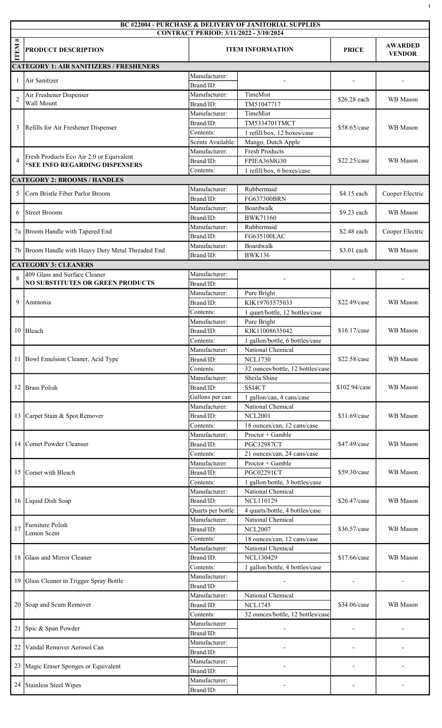**BC #22004 - PURCHASE & DELIVERY OF JANITORIAL SUPPLIES**
**CONTRACT PERIOD: 3/11/2022 - 3/10/2024**

| ITEM # | PRODUCT DESCRIPTION | ITEM INFORMATION | | PRICE | AWARDED VENDOR |
|---|---|---|---|---|---|
| **CATEGORY 1: AIR SANITIZERS / FRESHENERS** | | | | | |
| 1 | Air Sanitizer | Manufacturer: | - | - | - |
| | | Brand/ID: | | | |
| 2 | Air Freshener Dispenser Wall Mount | Manufacturer: | TimeMist | $26.28 each | WB Mason |
| | | Brand/ID: | TM51047717 | | |
| 3 | Refills for Air Freshener Dispenser | Manufacturer: | TimeMist | $58.65/case | WB Mason |
| | | Brand/ID: | TM5334701TMCT | | |
| | | Contents: | 1 refill/box, 12 boxes/case | | |
| | | Scents Available: | Mango, Dutch Apple | | |
| 4 | Fresh Products Eco Air 2.0 or Equivalent **\*SEE INFO REGARDING DISPENSERS** | Manufacturer: | Fresh Products | $22.25/case | WB Mason |
| | | Brand/ID: | FPIEA36MG30 | | |
| | | Contents: | 1 refill/box, 6 boxes/case | | |
| **CATEGORY 2: BROOMS / HANDLES** | | | | | |
| 5 | Corn Bristle Fiber Parlor Broom | Manufacturer: | Rubbermaid | $4.15 each | Cooper Electric |
| | | Brand/ID: | FG637300BRN | | |
| 6 | Street Brooms | Manufacturer: | Boardwalk | $9.23 each | WB Mason |
| | | Brand/ID: | BWK71160 | | |
| 7a | Broom Handle with Tapered End | Manufacturer: | Rubbermaid | $2.48 each | Cooper Electric |
| | | Brand/ID: | FG635100LAC | | |
| 7b | Broom Handle with Heavy Duty Metal Threaded End | Manufacturer: | Boardwalk | $3.01 each | WB Mason |
| | | Brand/ID: | BWK136 | | |
| **CATEGORY 3: CLEANERS** | | | | | |
| 8 | 409 Glass and Surface Cleaner **NO SUBSTITUTES OR GREEN PRODUCTS** | Manufacturer: | - | - | - |
| | | Brand/ID: | | | |
| 9 | Ammonia | Manufacturer: | Pure Bright | $22.49/case | WB Mason |
| | | Brand/ID: | KIK19703575033 | | |
| | | Contents: | 1 quart/bottle, 12 bottles/case | | |
| 10 | Bleach | Manufacturer: | Pure Bright | $16.17/case | WB Mason |
| | | Brand/ID: | KIK11008635042 | | |
| | | Contents: | 1 gallon/bottle, 6 bottles/case | | |
| 11 | Bowl Emulsion Cleaner, Acid Type | Manufacturer: | National Chemical | $22.58/case | WB Mason |
| | | Brand/ID: | NCL1730 | | |
| | | Contents: | 32 ounces/bottle, 12 bottles/case | | |
| 12 | Brass Polish | Manufacturer: | Sheila Shine | $102.94/case | WB Mason |
| | | Brand/ID: | SSI4CT | | |
| | | Gallons per can: | 1 gallon/can, 4 cans/case | | |
| 13 | Carpet Stain & Spot Remover | Manufacturer: | National Chemical | $31.69/case | WB Mason |
| | | Brand/ID: | NCL2001 | | |
| | | Contents: | 18 ounces/can, 12 cans/case | | |
| 14 | Comet Powder Cleanser | Manufacturer: | Proctor + Gamble | $47.49/case | WB Mason |
| | | Brand/ID: | PGC32987CT | | |
| | | Contents: | 21 ounces/can, 24 cans/case | | |
| 15 | Comet with Bleach | Manufacturer: | Proctor + Gamble | $59.30/case | WB Mason |
| | | Brand/ID: | PGC02291CT | | |
| | | Contents: | 1 gallon/bottle, 3 bottles/case | | |
| 16 | Liquid Dish Soap | Manufacturer: | National Chemical | $26.47/case | WB Mason |
| | | Brand/ID: | NCL110129 | | |
| | | Quarts per bottle: | 4 quarts/bottle, 4 bottles/case | | |
| 17 | Furniture Polish Lemon Scent | Manufacturer: | National Chemical | $36.57/case | WB Mason |
| | | Brand/ID: | NCL2007 | | |
| | | Contents: | 18 ounces/can, 12 cans/case | | |
| 18 | Glass and Mirror Cleaner | Manufacturer: | National Chemical | $17.66/case | WB Mason |
| | | Brand/ID: | NCL130429 | | |
| | | Contents: | 1 gallon/bottle, 4 bottles/case | | |
| 19 | Glass Cleaner in Trigger Spray Bottle | Manufacturer: | - | - | - |
| | | Brand/ID: | | | |
| 20 | Soap and Scum Remover | Manufacturer: | National Chemical | $34.06/case | WB Mason |
| | | Brand/ID: | NCL1745 | | |
| | | Contents: | 32 ounces/bottle, 12 bottles/case | | |
| 21 | Spic & Span Powder | Manufacturer: | - | - | - |
| | | Brand/ID: | | | |
| 22 | Vandal Remover Aerosol Can | Manufacturer: | - | - | - |
| | | Brand/ID: | | | |
| 23 | Magic Eraser Sponges or Equivalent | Manufacturer: | - | - | - |
| | | Brand/ID: | | | |
| 24 | Stainless Steel Wipes | Manufacturer: | - | - | - |
| | | Brand/ID: | | | |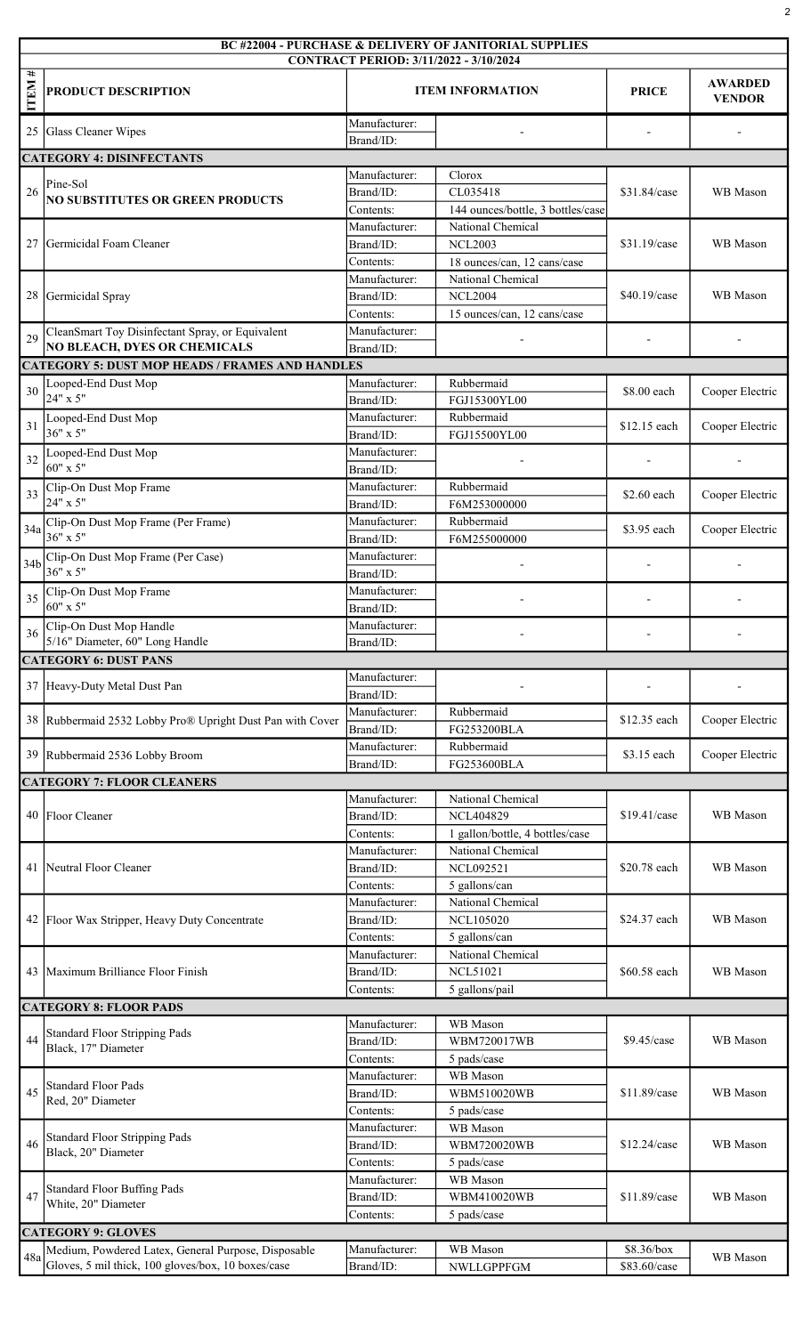| BC #22004 - PURCHASE & DELIVERY OF JANITORIAL SUPPLIES<br>CONTRACT PERIOD: 3/11/2022 - 3/10/2024 | | | | | |
|---|---|---|---|---|---|
| ITEM # | PRODUCT DESCRIPTION | ITEM INFORMATION | | PRICE | AWARDED VENDOR |
| 25 | Glass Cleaner Wipes | Manufacturer:<br>Brand/ID: | - | - | - |
| **CATEGORY 4: DISINFECTANTS** | | | | | |
| 26 | Pine-Sol<br>**NO SUBSTITUTES OR GREEN PRODUCTS** | Manufacturer:<br>Brand/ID:<br>Contents: | Clorox<br>CL035418<br>144 ounces/bottle, 3 bottles/case | $31.84/case | WB Mason |
| 27 | Germicidal Foam Cleaner | Manufacturer:<br>Brand/ID:<br>Contents: | National Chemical<br>NCL2003<br>18 ounces/can, 12 cans/case | $31.19/case | WB Mason |
| 28 | Germicidal Spray | Manufacturer:<br>Brand/ID:<br>Contents: | National Chemical<br>NCL2004<br>15 ounces/can, 12 cans/case | $40.19/case | WB Mason |
| 29 | CleanSmart Toy Disinfectant Spray, or Equivalent<br>**NO BLEACH, DYES OR CHEMICALS** | Manufacturer:<br>Brand/ID: | - | - | - |
| **CATEGORY 5: DUST MOP HEADS / FRAMES AND HANDLES** | | | | | |
| 30 | Looped-End Dust Mop<br>24" x 5" | Manufacturer:<br>Brand/ID: | Rubbermaid<br>FGJ15300YL00 | $8.00 each | Cooper Electric |
| 31 | Looped-End Dust Mop<br>36" x 5" | Manufacturer:<br>Brand/ID: | Rubbermaid<br>FGJ15500YL00 | $12.15 each | Cooper Electric |
| 32 | Looped-End Dust Mop<br>60" x 5" | Manufacturer:<br>Brand/ID: | - | - | - |
| 33 | Clip-On Dust Mop Frame<br>24" x 5" | Manufacturer:<br>Brand/ID: | Rubbermaid<br>F6M253000000 | $2.60 each | Cooper Electric |
| 34a | Clip-On Dust Mop Frame (Per Frame)<br>36" x 5" | Manufacturer:<br>Brand/ID: | Rubbermaid<br>F6M255000000 | $3.95 each | Cooper Electric |
| 34b | Clip-On Dust Mop Frame (Per Case)<br>36" x 5" | Manufacturer:<br>Brand/ID: | - | - | - |
| 35 | Clip-On Dust Mop Frame<br>60" x 5" | Manufacturer:<br>Brand/ID: | - | - | - |
| 36 | Clip-On Dust Mop Handle<br>5/16" Diameter, 60" Long Handle | Manufacturer:<br>Brand/ID: | - | - | - |
| **CATEGORY 6: DUST PANS** | | | | | |
| 37 | Heavy-Duty Metal Dust Pan | Manufacturer:<br>Brand/ID: | - | - | - |
| 38 | Rubbermaid 2532 Lobby Pro® Upright Dust Pan with Cover | Manufacturer:<br>Brand/ID: | Rubbermaid<br>FG253200BLA | $12.35 each | Cooper Electric |
| 39 | Rubbermaid 2536 Lobby Broom | Manufacturer:<br>Brand/ID: | Rubbermaid<br>FG253600BLA | $3.15 each | Cooper Electric |
| **CATEGORY 7: FLOOR CLEANERS** | | | | | |
| 40 | Floor Cleaner | Manufacturer:<br>Brand/ID:<br>Contents: | National Chemical<br>NCL404829<br>1 gallon/bottle, 4 bottles/case | $19.41/case | WB Mason |
| 41 | Neutral Floor Cleaner | Manufacturer:<br>Brand/ID:<br>Contents: | National Chemical<br>NCL092521<br>5 gallons/can | $20.78 each | WB Mason |
| 42 | Floor Wax Stripper, Heavy Duty Concentrate | Manufacturer:<br>Brand/ID:<br>Contents: | National Chemical<br>NCL105020<br>5 gallons/can | $24.37 each | WB Mason |
| 43 | Maximum Brilliance Floor Finish | Manufacturer:<br>Brand/ID:<br>Contents: | National Chemical<br>NCL51021<br>5 gallons/pail | $60.58 each | WB Mason |
| **CATEGORY 8: FLOOR PADS** | | | | | |
| 44 | Standard Floor Stripping Pads<br>Black, 17" Diameter | Manufacturer:<br>Brand/ID:<br>Contents: | WB Mason<br>WBM720017WB<br>5 pads/case | $9.45/case | WB Mason |
| 45 | Standard Floor Pads<br>Red, 20" Diameter | Manufacturer:<br>Brand/ID:<br>Contents: | WB Mason<br>WBM510020WB<br>5 pads/case | $11.89/case | WB Mason |
| 46 | Standard Floor Stripping Pads<br>Black, 20" Diameter | Manufacturer:<br>Brand/ID:<br>Contents: | WB Mason<br>WBM720020WB<br>5 pads/case | $12.24/case | WB Mason |
| 47 | Standard Floor Buffing Pads<br>White, 20" Diameter | Manufacturer:<br>Brand/ID:<br>Contents: | WB Mason<br>WBM410020WB<br>5 pads/case | $11.89/case | WB Mason |
| **CATEGORY 9: GLOVES** | | | | | |
| 48a | Medium, Powdered Latex, General Purpose, Disposable Gloves, 5 mil thick, 100 gloves/box, 10 boxes/case | Manufacturer:<br>Brand/ID: | WB Mason<br>NWLLGPPFGM | $8.36/box<br>$83.60/case | WB Mason |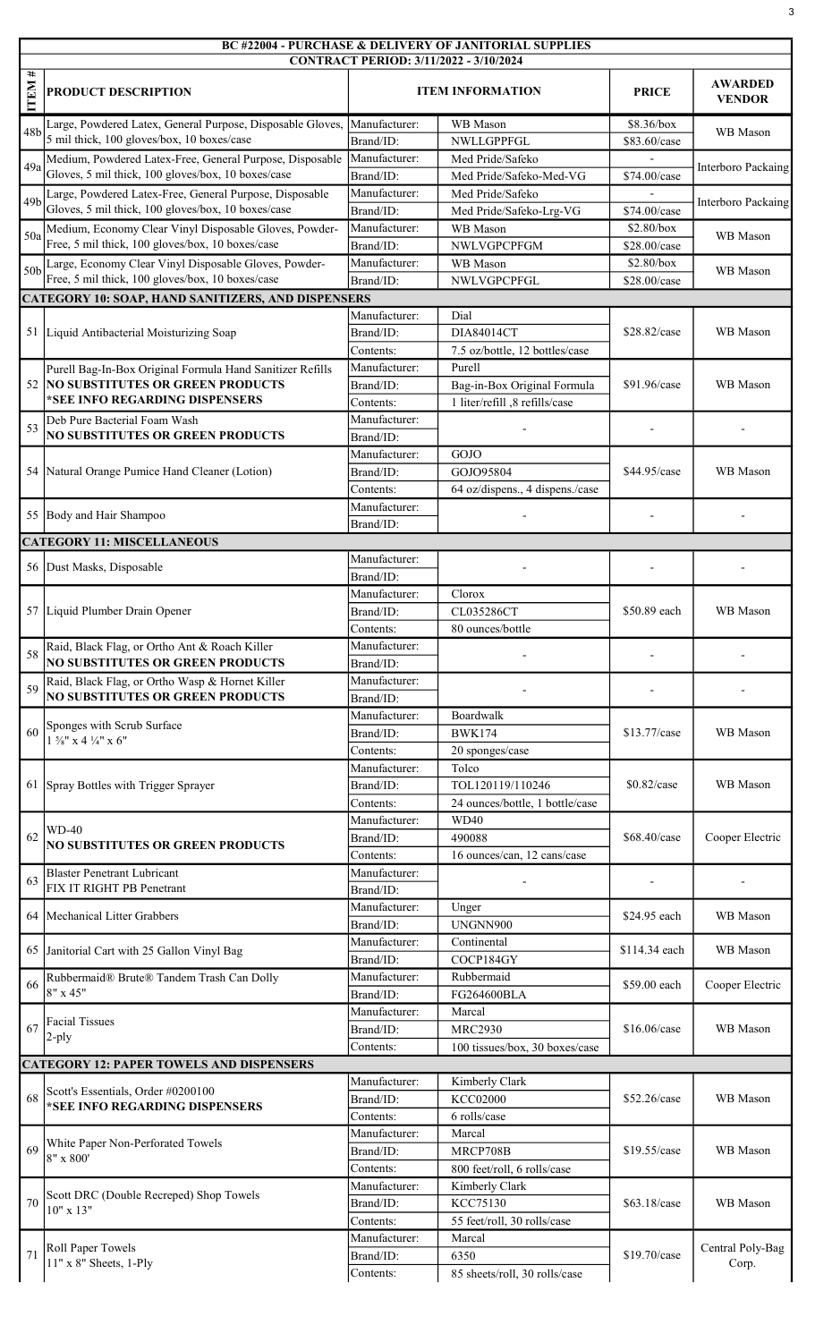| BC #22004 - PURCHASE & DELIVERY OF JANITORIAL SUPPLIES<br>CONTRACT PERIOD: 3/11/2022 - 3/10/2024 | | | | | |
|---|---|---|---|---|---|
| **ITEM #** | **PRODUCT DESCRIPTION** | **ITEM INFORMATION** | | **PRICE** | **AWARDED VENDOR** |
| 48b | Large, Powdered Latex, General Purpose, Disposable Gloves, 5 mil thick, 100 gloves/box, 10 boxes/case | Manufacturer: | WB Mason | $8.36/box | WB Mason |
| | | Brand/ID: | NWLLGPPFGL | $83.60/case | |
| 49a | Medium, Powdered Latex-Free, General Purpose, Disposable Gloves, 5 mil thick, 100 gloves/box, 10 boxes/case | Manufacturer: | Med Pride/Safeko | - | Interboro Packaing |
| | | Brand/ID: | Med Pride/Safeko-Med-VG | $74.00/case | |
| 49b | Large, Powdered Latex-Free, General Purpose, Disposable Gloves, 5 mil thick, 100 gloves/box, 10 boxes/case | Manufacturer: | Med Pride/Safeko | - | Interboro Packaing |
| | | Brand/ID: | Med Pride/Safeko-Lrg-VG | $74.00/case | |
| 50a | Medium, Economy Clear Vinyl Disposable Gloves, Powder-Free, 5 mil thick, 100 gloves/box, 10 boxes/case | Manufacturer: | WB Mason | $2.80/box | WB Mason |
| | | Brand/ID: | NWLVGPCPFGM | $28.00/case | |
| 50b | Large, Economy Clear Vinyl Disposable Gloves, Powder-Free, 5 mil thick, 100 gloves/box, 10 boxes/case | Manufacturer: | WB Mason | $2.80/box | WB Mason |
| | | Brand/ID: | NWLVGPCPFGL | $28.00/case | |
| **CATEGORY 10: SOAP, HAND SANITIZERS, AND DISPENSERS** | | | | | |
| 51 | Liquid Antibacterial Moisturizing Soap | Manufacturer: | Dial | $28.82/case | WB Mason |
| | | Brand/ID: | DIA84014CT | | |
| | | Contents: | 7.5 oz/bottle, 12 bottles/case | | |
| 52 | Purell Bag-In-Box Original Formula Hand Sanitizer Refills **NO SUBSTITUTES OR GREEN PRODUCTS** **\*SEE INFO REGARDING DISPENSERS** | Manufacturer: | Purell | $91.96/case | WB Mason |
| | | Brand/ID: | Bag-in-Box Original Formula | | |
| | | Contents: | 1 liter/refill ,8 refills/case | | |
| 53 | Deb Pure Bacterial Foam Wash **NO SUBSTITUTES OR GREEN PRODUCTS** | Manufacturer: | - | - | - |
| | | Brand/ID: | | | |
| 54 | Natural Orange Pumice Hand Cleaner (Lotion) | Manufacturer: | GOJO | $44.95/case | WB Mason |
| | | Brand/ID: | GOJO95804 | | |
| | | Contents: | 64 oz/dispens., 4 dispens./case | | |
| 55 | Body and Hair Shampoo | Manufacturer: | - | - | - |
| | | Brand/ID: | | | |
| **CATEGORY 11: MISCELLANEOUS** | | | | | |
| 56 | Dust Masks, Disposable | Manufacturer: | - | - | - |
| | | Brand/ID: | | | |
| 57 | Liquid Plumber Drain Opener | Manufacturer: | Clorox | $50.89 each | WB Mason |
| | | Brand/ID: | CL035286CT | | |
| | | Contents: | 80 ounces/bottle | | |
| 58 | Raid, Black Flag, or Ortho Ant & Roach Killer **NO SUBSTITUTES OR GREEN PRODUCTS** | Manufacturer: | - | - | - |
| | | Brand/ID: | | | |
| 59 | Raid, Black Flag, or Ortho Wasp & Hornet Killer **NO SUBSTITUTES OR GREEN PRODUCTS** | Manufacturer: | - | - | - |
| | | Brand/ID: | | | |
| 60 | Sponges with Scrub Surface 1 ⅝" x 4 ¼" x 6" | Manufacturer: | Boardwalk | $13.77/case | WB Mason |
| | | Brand/ID: | BWK174 | | |
| | | Contents: | 20 sponges/case | | |
| 61 | Spray Bottles with Trigger Sprayer | Manufacturer: | Tolco | $0.82/case | WB Mason |
| | | Brand/ID: | TOL120119/110246 | | |
| | | Contents: | 24 ounces/bottle, 1 bottle/case | | |
| 62 | WD-40 **NO SUBSTITUTES OR GREEN PRODUCTS** | Manufacturer: | WD40 | $68.40/case | Cooper Electric |
| | | Brand/ID: | 490088 | | |
| | | Contents: | 16 ounces/can, 12 cans/case | | |
| 63 | Blaster Penetrant Lubricant FIX IT RIGHT PB Penetrant | Manufacturer: | - | - | - |
| | | Brand/ID: | | | |
| 64 | Mechanical Litter Grabbers | Manufacturer: | Unger | $24.95 each | WB Mason |
| | | Brand/ID: | UNGNN900 | | |
| 65 | Janitorial Cart with 25 Gallon Vinyl Bag | Manufacturer: | Continental | $114.34 each | WB Mason |
| | | Brand/ID: | COCP184GY | | |
| 66 | Rubbermaid® Brute® Tandem Trash Can Dolly 8" x 45" | Manufacturer: | Rubbermaid | $59.00 each | Cooper Electric |
| | | Brand/ID: | FG264600BLA | | |
| 67 | Facial Tissues 2-ply | Manufacturer: | Marcal | $16.06/case | WB Mason |
| | | Brand/ID: | MRC2930 | | |
| | | Contents: | 100 tissues/box, 30 boxes/case | | |
| **CATEGORY 12: PAPER TOWELS AND DISPENSERS** | | | | | |
| 68 | Scott's Essentials, Order #0200100 **\*SEE INFO REGARDING DISPENSERS** | Manufacturer: | Kimberly Clark | $52.26/case | WB Mason |
| | | Brand/ID: | KCC02000 | | |
| | | Contents: | 6 rolls/case | | |
| 69 | White Paper Non-Perforated Towels 8" x 800' | Manufacturer: | Marcal | $19.55/case | WB Mason |
| | | Brand/ID: | MRCP708B | | |
| | | Contents: | 800 feet/roll, 6 rolls/case | | |
| 70 | Scott DRC (Double Recreped) Shop Towels 10" x 13" | Manufacturer: | Kimberly Clark | $63.18/case | WB Mason |
| | | Brand/ID: | KCC75130 | | |
| | | Contents: | 55 feet/roll, 30 rolls/case | | |
| 71 | Roll Paper Towels 11" x 8" Sheets, 1-Ply | Manufacturer: | Marcal | $19.70/case | Central Poly-Bag Corp. |
| | | Brand/ID: | 6350 | | |
| | | Contents: | 85 sheets/roll, 30 rolls/case | | |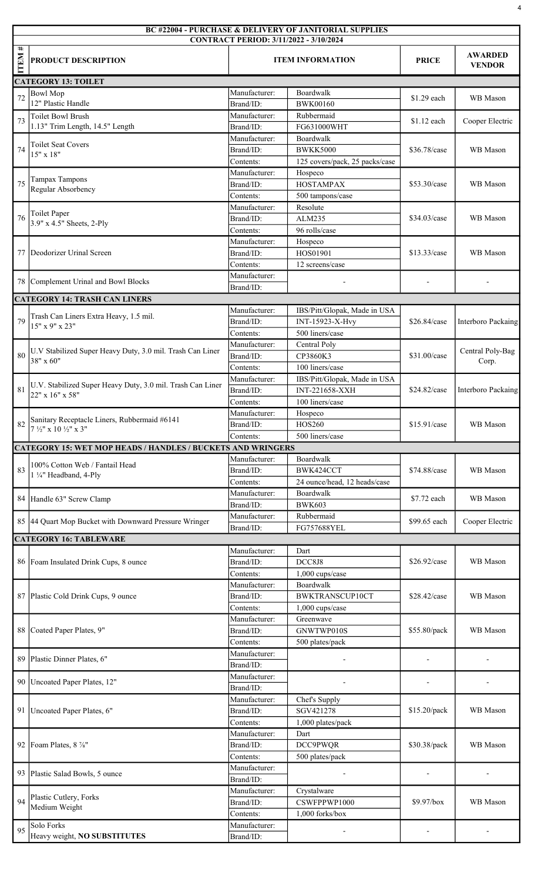# BC #22004 - PURCHASE & DELIVERY OF JANITORIAL SUPPLIES

**CONTRACT PERIOD: 3/11/2022 - 3/10/2024**

| ITEM # | PRODUCT DESCRIPTION | ITEM INFORMATION | | PRICE | AWARDED VENDOR |
|---|---|---|---|---|---|
| **CATEGORY 13: TOILET** | | | | | |
| 72 | Bowl Mop<br>12" Plastic Handle | Manufacturer:<br>Brand/ID: | Boardwalk<br>BWK00160 | $1.29 each | WB Mason |
| 73 | Toilet Bowl Brush<br>1.13" Trim Length, 14.5" Length | Manufacturer:<br>Brand/ID: | Rubbermaid<br>FG631000WHT | $1.12 each | Cooper Electric |
| 74 | Toilet Seat Covers<br>15" x 18" | Manufacturer:<br>Brand/ID:<br>Contents: | Boardwalk<br>BWKK5000<br>125 covers/pack, 25 packs/case | $36.78/case | WB Mason |
| 75 | Tampax Tampons<br>Regular Absorbency | Manufacturer:<br>Brand/ID:<br>Contents: | Hospeco<br>HOSTAMPAX<br>500 tampons/case | $53.30/case | WB Mason |
| 76 | Toilet Paper<br>3.9" x 4.5" Sheets, 2-Ply | Manufacturer:<br>Brand/ID:<br>Contents: | Resolute<br>ALM235<br>96 rolls/case | $34.03/case | WB Mason |
| 77 | Deodorizer Urinal Screen | Manufacturer:<br>Brand/ID:<br>Contents: | Hospeco<br>HOS01901<br>12 screens/case | $13.33/case | WB Mason |
| 78 | Complement Urinal and Bowl Blocks | Manufacturer:<br>Brand/ID: | - | - | - |
| **CATEGORY 14: TRASH CAN LINERS** | | | | | |
| 79 | Trash Can Liners Extra Heavy, 1.5 mil.<br>15" x 9" x 23" | Manufacturer:<br>Brand/ID:<br>Contents: | IBS/Pitt/Glopak, Made in USA<br>INT-15923-X-Hvy<br>500 liners/case | $26.84/case | Interboro Packaing |
| 80 | U.V Stabilized Super Heavy Duty, 3.0 mil. Trash Can Liner<br>38" x 60" | Manufacturer:<br>Brand/ID:<br>Contents: | Central Poly<br>CP3860K3<br>100 liners/case | $31.00/case | Central Poly-Bag Corp. |
| 81 | U.V. Stabilized Super Heavy Duty, 3.0 mil. Trash Can Liner<br>22" x 16" x 58" | Manufacturer:<br>Brand/ID:<br>Contents: | IBS/Pitt/Glopak, Made in USA<br>INT-221658-XXH<br>100 liners/case | $24.82/case | Interboro Packaing |
| 82 | Sanitary Receptacle Liners, Rubbermaid #6141<br>7 ½" x 10 ½" x 3" | Manufacturer:<br>Brand/ID:<br>Contents: | Hospeco<br>HOS260<br>500 liners/case | $15.91/case | WB Mason |
| **CATEGORY 15: WET MOP HEADS / HANDLES / BUCKETS AND WRINGERS** | | | | | |
| 83 | 100% Cotton Web / Fantail Head<br>1 ¼" Headband, 4-Ply | Manufacturer:<br>Brand/ID:<br>Contents: | Boardwalk<br>BWK424CCT<br>24 ounce/head, 12 heads/case | $74.88/case | WB Mason |
| 84 | Handle 63" Screw Clamp | Manufacturer:<br>Brand/ID: | Boardwalk<br>BWK603 | $7.72 each | WB Mason |
| 85 | 44 Quart Mop Bucket with Downward Pressure Wringer | Manufacturer:<br>Brand/ID: | Rubbermaid<br>FG757688YEL | $99.65 each | Cooper Electric |
| **CATEGORY 16: TABLEWARE** | | | | | |
| 86 | Foam Insulated Drink Cups, 8 ounce | Manufacturer:<br>Brand/ID:<br>Contents: | Dart<br>DCC8J8<br>1,000 cups/case | $26.92/case | WB Mason |
| 87 | Plastic Cold Drink Cups, 9 ounce | Manufacturer:<br>Brand/ID:<br>Contents: | Boardwalk<br>BWKTRANSCUP10CT<br>1,000 cups/case | $28.42/case | WB Mason |
| 88 | Coated Paper Plates, 9" | Manufacturer:<br>Brand/ID:<br>Contents: | Greenwave<br>GNWTWP010S<br>500 plates/pack | $55.80/pack | WB Mason |
| 89 | Plastic Dinner Plates, 6" | Manufacturer:<br>Brand/ID: | - | - | - |
| 90 | Uncoated Paper Plates, 12" | Manufacturer:<br>Brand/ID: | - | - | - |
| 91 | Uncoated Paper Plates, 6" | Manufacturer:<br>Brand/ID:<br>Contents: | Chef's Supply<br>SGV421278<br>1,000 plates/pack | $15.20/pack | WB Mason |
| 92 | Foam Plates, 8 ⅞" | Manufacturer:<br>Brand/ID:<br>Contents: | Dart<br>DCC9PWQR<br>500 plates/pack | $30.38/pack | WB Mason |
| 93 | Plastic Salad Bowls, 5 ounce | Manufacturer:<br>Brand/ID: | - | - | - |
| 94 | Plastic Cutlery, Forks<br>Medium Weight | Manufacturer:<br>Brand/ID:<br>Contents: | Crystalware<br>CSWFPPWP1000<br>1,000 forks/box | $9.97/box | WB Mason |
| 95 | Solo Forks<br>Heavy weight, **NO SUBSTITUTES** | Manufacturer:<br>Brand/ID: | - | - | - |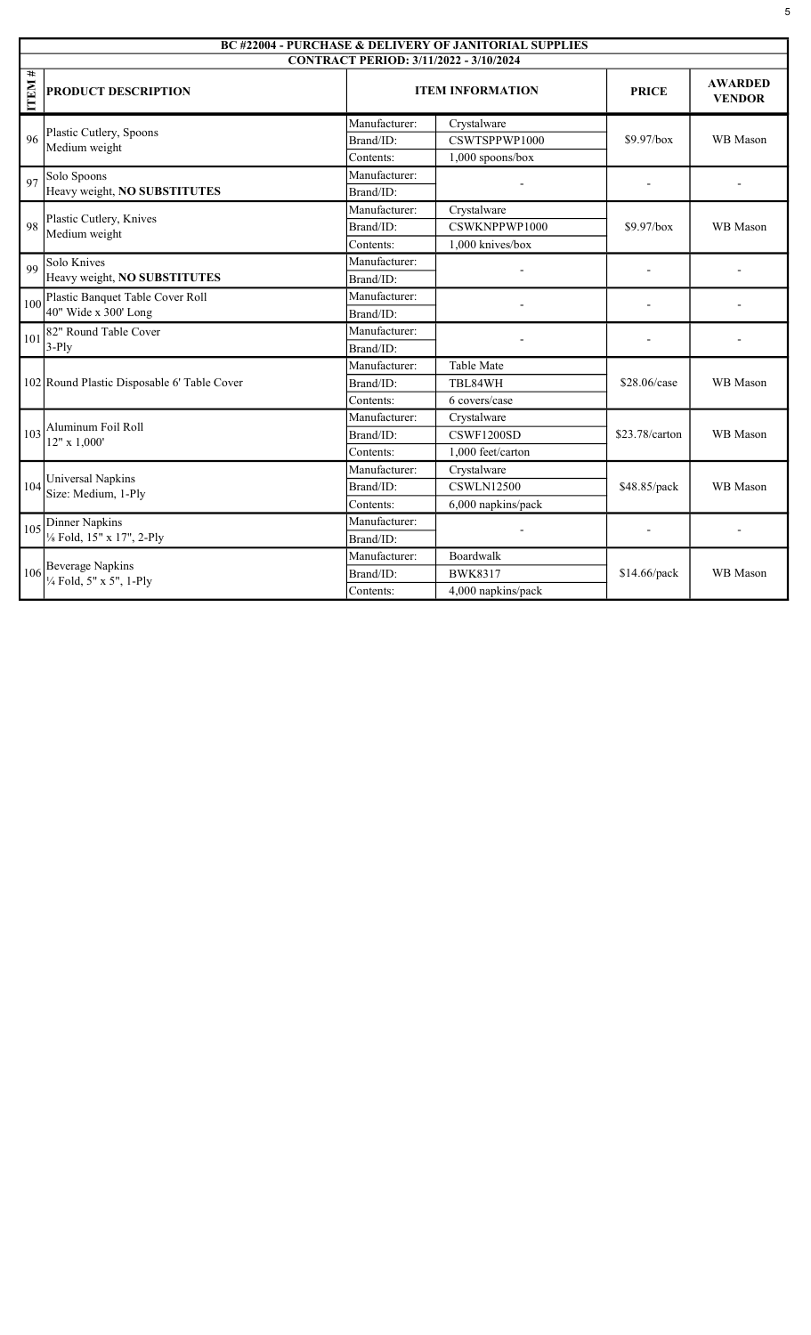| BC #22004 - PURCHASE & DELIVERY OF JANITORIAL SUPPLIES<br>CONTRACT PERIOD: 3/11/2022 - 3/10/2024 | | | | | |
|---|---|---|---|---|---|
| **ITEM #** | **PRODUCT DESCRIPTION** | **ITEM INFORMATION** | | **PRICE** | **AWARDED VENDOR** |
| 96 | Plastic Cutlery, Spoons<br>Medium weight | Manufacturer:<br>Brand/ID:<br>Contents: | Crystalware<br>CSWTSPPWP1000<br>1,000 spoons/box | $9.97/box | WB Mason |
| 97 | Solo Spoons<br>Heavy weight, **NO SUBSTITUTES** | Manufacturer:<br>Brand/ID: | - | - | - |
| 98 | Plastic Cutlery, Knives<br>Medium weight | Manufacturer:<br>Brand/ID:<br>Contents: | Crystalware<br>CSWKNPPWP1000<br>1,000 knives/box | $9.97/box | WB Mason |
| 99 | Solo Knives<br>Heavy weight, **NO SUBSTITUTES** | Manufacturer:<br>Brand/ID: | - | - | - |
| 100 | Plastic Banquet Table Cover Roll<br>40" Wide x 300' Long | Manufacturer:<br>Brand/ID: | - | - | - |
| 101 | 82" Round Table Cover<br>3-Ply | Manufacturer:<br>Brand/ID: | - | - | - |
| 102 | Round Plastic Disposable 6' Table Cover | Manufacturer:<br>Brand/ID:<br>Contents: | Table Mate<br>TBL84WH<br>6 covers/case | $28.06/case | WB Mason |
| 103 | Aluminum Foil Roll<br>12" x 1,000' | Manufacturer:<br>Brand/ID:<br>Contents: | Crystalware<br>CSWF1200SD<br>1,000 feet/carton | $23.78/carton | WB Mason |
| 104 | Universal Napkins<br>Size: Medium, 1-Ply | Manufacturer:<br>Brand/ID:<br>Contents: | Crystalware<br>CSWLN12500<br>6,000 napkins/pack | $48.85/pack | WB Mason |
| 105 | Dinner Napkins<br>⅛ Fold, 15" x 17", 2-Ply | Manufacturer:<br>Brand/ID: | - | - | - |
| 106 | Beverage Napkins<br>¼ Fold, 5" x 5", 1-Ply | Manufacturer:<br>Brand/ID:<br>Contents: | Boardwalk<br>BWK8317<br>4,000 napkins/pack | $14.66/pack | WB Mason |